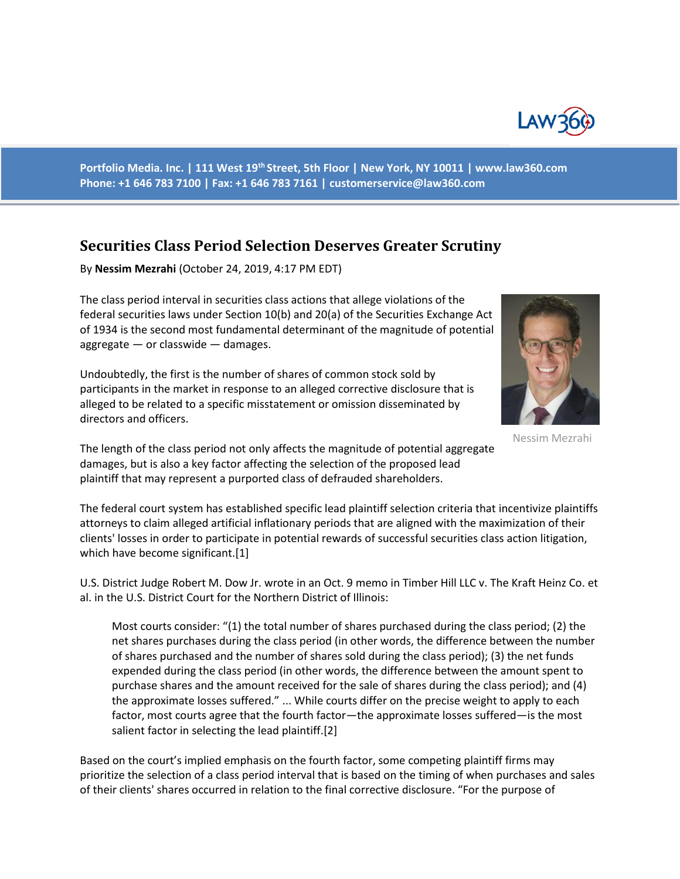Portfolio Media. Inc. | 111 West 19th Street, 5th Floor | New York, NY 10011 | www.law360.com
Phone: +1 646 783 7100 | Fax: +1 646 783 7161 | customerservice@law360.com

## Securities Class Period Selection Deserves Greater Scrutiny

By **Nessim Mezrahi** (October 24, 2019, 4:17 PM EDT)

The class period interval in securities class actions that allege violations of the federal securities laws under Section 10(b) and 20(a) of the Securities Exchange Act of 1934 is the second most fundamental determinant of the magnitude of potential aggregate — or classwide — damages.

Undoubtedly, the first is the number of shares of common stock sold by participants in the market in response to an alleged corrective disclosure that is alleged to be related to a specific misstatement or omission disseminated by directors and officers.

Nessim Mezrahi

The length of the class period not only affects the magnitude of potential aggregate damages, but is also a key factor affecting the selection of the proposed lead plaintiff that may represent a purported class of defrauded shareholders.

The federal court system has established specific lead plaintiff selection criteria that incentivize plaintiffs attorneys to claim alleged artificial inflationary periods that are aligned with the maximization of their clients' losses in order to participate in potential rewards of successful securities class action litigation, which have become significant.[1]

U.S. District Judge Robert M. Dow Jr. wrote in an Oct. 9 memo in Timber Hill LLC v. The Kraft Heinz Co. et al. in the U.S. District Court for the Northern District of Illinois:

> Most courts consider: "(1) the total number of shares purchased during the class period; (2) the net shares purchases during the class period (in other words, the difference between the number of shares purchased and the number of shares sold during the class period); (3) the net funds expended during the class period (in other words, the difference between the amount spent to purchase shares and the amount received for the sale of shares during the class period); and (4) the approximate losses suffered." ... While courts differ on the precise weight to apply to each factor, most courts agree that the fourth factor—the approximate losses suffered—is the most salient factor in selecting the lead plaintiff.[2]

Based on the court's implied emphasis on the fourth factor, some competing plaintiff firms may prioritize the selection of a class period interval that is based on the timing of when purchases and sales of their clients' shares occurred in relation to the final corrective disclosure. "For the purpose of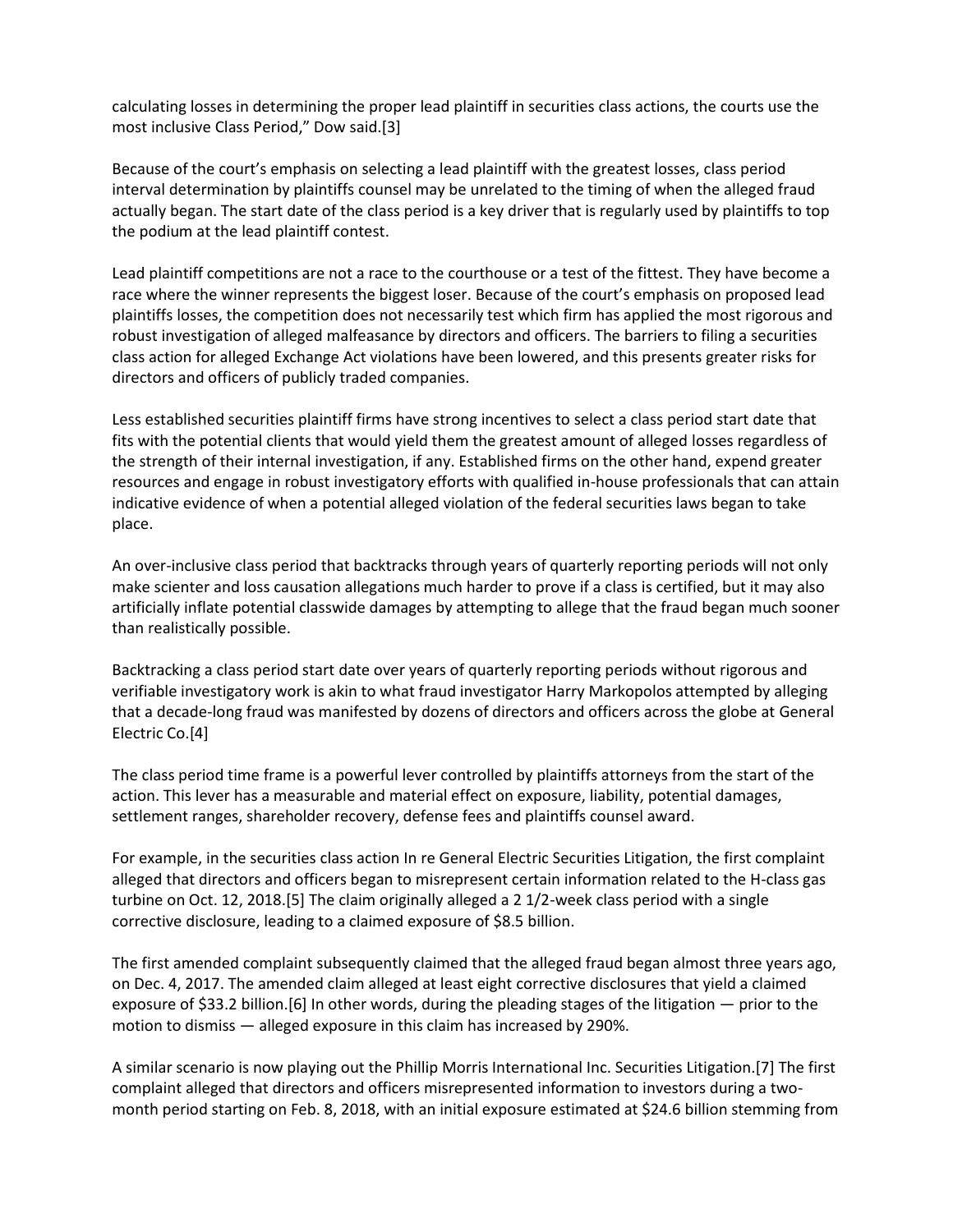calculating losses in determining the proper lead plaintiff in securities class actions, the courts use the most inclusive Class Period," Dow said.[3]

Because of the court's emphasis on selecting a lead plaintiff with the greatest losses, class period interval determination by plaintiffs counsel may be unrelated to the timing of when the alleged fraud actually began. The start date of the class period is a key driver that is regularly used by plaintiffs to top the podium at the lead plaintiff contest.

Lead plaintiff competitions are not a race to the courthouse or a test of the fittest. They have become a race where the winner represents the biggest loser. Because of the court's emphasis on proposed lead plaintiffs losses, the competition does not necessarily test which firm has applied the most rigorous and robust investigation of alleged malfeasance by directors and officers. The barriers to filing a securities class action for alleged Exchange Act violations have been lowered, and this presents greater risks for directors and officers of publicly traded companies.

Less established securities plaintiff firms have strong incentives to select a class period start date that fits with the potential clients that would yield them the greatest amount of alleged losses regardless of the strength of their internal investigation, if any. Established firms on the other hand, expend greater resources and engage in robust investigatory efforts with qualified in-house professionals that can attain indicative evidence of when a potential alleged violation of the federal securities laws began to take place.

An over-inclusive class period that backtracks through years of quarterly reporting periods will not only make scienter and loss causation allegations much harder to prove if a class is certified, but it may also artificially inflate potential classwide damages by attempting to allege that the fraud began much sooner than realistically possible.

Backtracking a class period start date over years of quarterly reporting periods without rigorous and verifiable investigatory work is akin to what fraud investigator Harry Markopolos attempted by alleging that a decade-long fraud was manifested by dozens of directors and officers across the globe at General Electric Co.[4]

The class period time frame is a powerful lever controlled by plaintiffs attorneys from the start of the action. This lever has a measurable and material effect on exposure, liability, potential damages, settlement ranges, shareholder recovery, defense fees and plaintiffs counsel award.

For example, in the securities class action In re General Electric Securities Litigation, the first complaint alleged that directors and officers began to misrepresent certain information related to the H-class gas turbine on Oct. 12, 2018.[5] The claim originally alleged a 2 1/2-week class period with a single corrective disclosure, leading to a claimed exposure of $8.5 billion.

The first amended complaint subsequently claimed that the alleged fraud began almost three years ago, on Dec. 4, 2017. The amended claim alleged at least eight corrective disclosures that yield a claimed exposure of $33.2 billion.[6] In other words, during the pleading stages of the litigation — prior to the motion to dismiss — alleged exposure in this claim has increased by 290%.

A similar scenario is now playing out the Phillip Morris International Inc. Securities Litigation.[7] The first complaint alleged that directors and officers misrepresented information to investors during a two-month period starting on Feb. 8, 2018, with an initial exposure estimated at $24.6 billion stemming from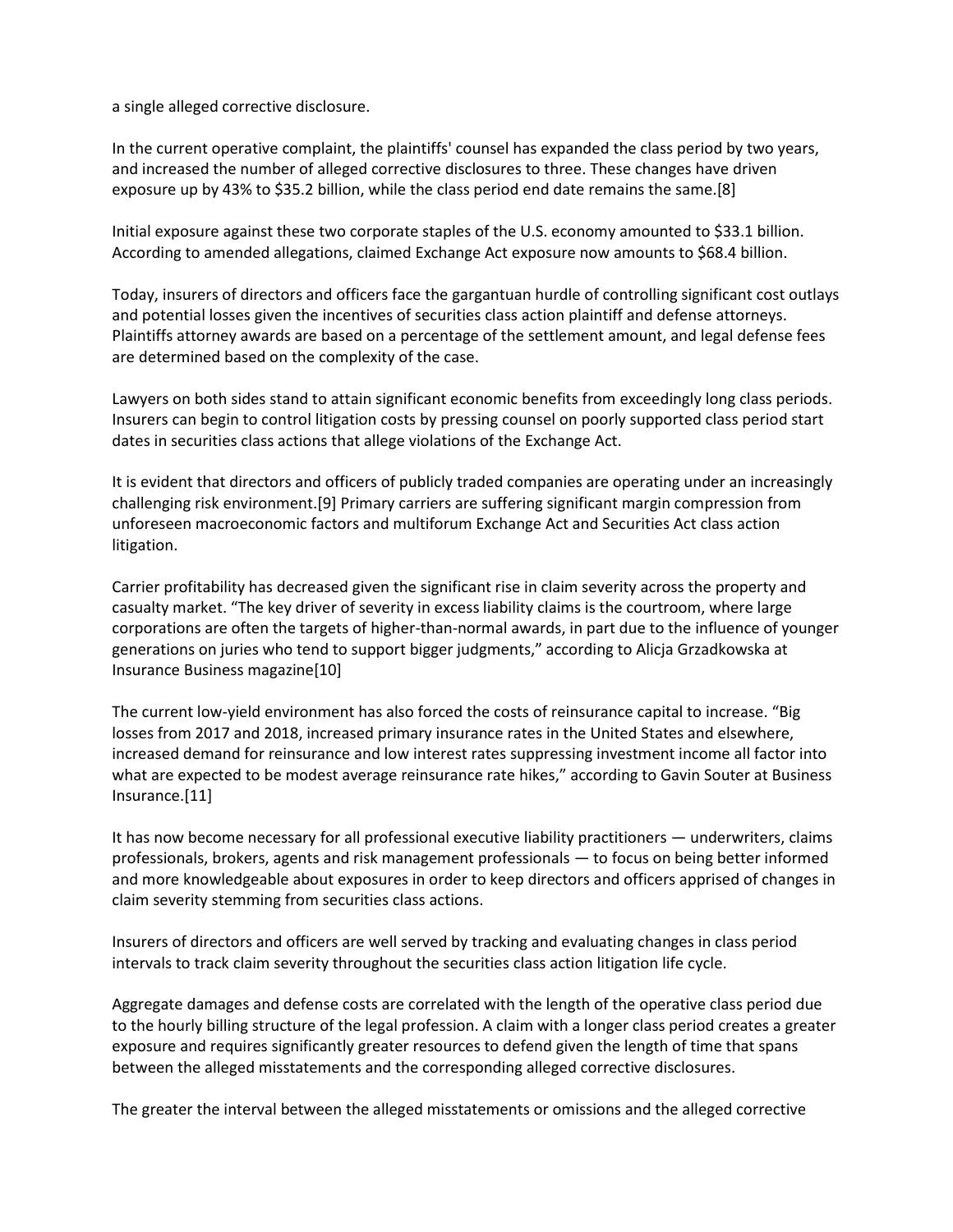a single alleged corrective disclosure.

In the current operative complaint, the plaintiffs' counsel has expanded the class period by two years, and increased the number of alleged corrective disclosures to three. These changes have driven exposure up by 43% to $35.2 billion, while the class period end date remains the same.[8]

Initial exposure against these two corporate staples of the U.S. economy amounted to $33.1 billion. According to amended allegations, claimed Exchange Act exposure now amounts to $68.4 billion.

Today, insurers of directors and officers face the gargantuan hurdle of controlling significant cost outlays and potential losses given the incentives of securities class action plaintiff and defense attorneys. Plaintiffs attorney awards are based on a percentage of the settlement amount, and legal defense fees are determined based on the complexity of the case.

Lawyers on both sides stand to attain significant economic benefits from exceedingly long class periods. Insurers can begin to control litigation costs by pressing counsel on poorly supported class period start dates in securities class actions that allege violations of the Exchange Act.

It is evident that directors and officers of publicly traded companies are operating under an increasingly challenging risk environment.[9] Primary carriers are suffering significant margin compression from unforeseen macroeconomic factors and multiforum Exchange Act and Securities Act class action litigation.

Carrier profitability has decreased given the significant rise in claim severity across the property and casualty market. "The key driver of severity in excess liability claims is the courtroom, where large corporations are often the targets of higher-than-normal awards, in part due to the influence of younger generations on juries who tend to support bigger judgments," according to Alicja Grzadkowska at Insurance Business magazine[10]

The current low-yield environment has also forced the costs of reinsurance capital to increase. "Big losses from 2017 and 2018, increased primary insurance rates in the United States and elsewhere, increased demand for reinsurance and low interest rates suppressing investment income all factor into what are expected to be modest average reinsurance rate hikes," according to Gavin Souter at Business Insurance.[11]

It has now become necessary for all professional executive liability practitioners — underwriters, claims professionals, brokers, agents and risk management professionals — to focus on being better informed and more knowledgeable about exposures in order to keep directors and officers apprised of changes in claim severity stemming from securities class actions.

Insurers of directors and officers are well served by tracking and evaluating changes in class period intervals to track claim severity throughout the securities class action litigation life cycle.

Aggregate damages and defense costs are correlated with the length of the operative class period due to the hourly billing structure of the legal profession. A claim with a longer class period creates a greater exposure and requires significantly greater resources to defend given the length of time that spans between the alleged misstatements and the corresponding alleged corrective disclosures.

The greater the interval between the alleged misstatements or omissions and the alleged corrective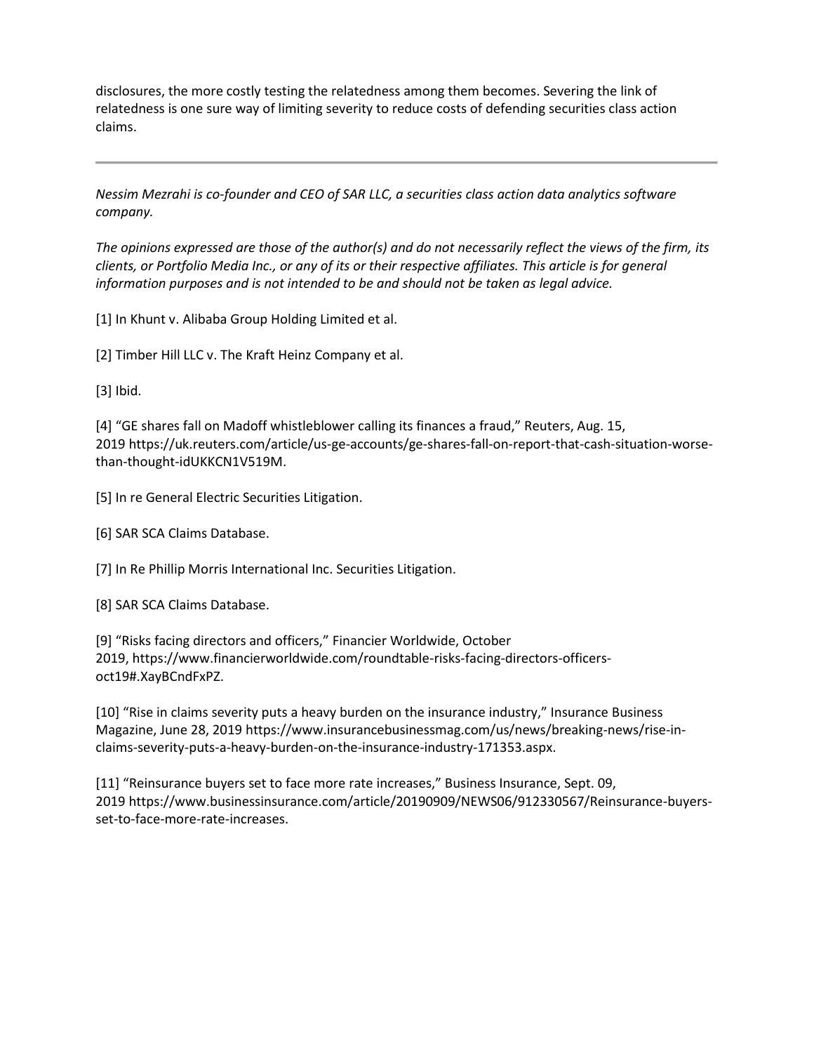disclosures, the more costly testing the relatedness among them becomes. Severing the link of relatedness is one sure way of limiting severity to reduce costs of defending securities class action claims.

---

*Nessim Mezrahi is co-founder and CEO of SAR LLC, a securities class action data analytics software company.*

*The opinions expressed are those of the author(s) and do not necessarily reflect the views of the firm, its clients, or Portfolio Media Inc., or any of its or their respective affiliates. This article is for general information purposes and is not intended to be and should not be taken as legal advice.*

[1] In Khunt v. Alibaba Group Holding Limited et al.

[2] Timber Hill LLC v. The Kraft Heinz Company et al.

[3] Ibid.

[4] "GE shares fall on Madoff whistleblower calling its finances a fraud," Reuters, Aug. 15, 2019 https://uk.reuters.com/article/us-ge-accounts/ge-shares-fall-on-report-that-cash-situation-worse-than-thought-idUKKCN1V519M.

[5] In re General Electric Securities Litigation.

[6] SAR SCA Claims Database.

[7] In Re Phillip Morris International Inc. Securities Litigation.

[8] SAR SCA Claims Database.

[9] "Risks facing directors and officers," Financier Worldwide, October 2019, https://www.financierworldwide.com/roundtable-risks-facing-directors-officers-oct19#.XayBCndFxPZ.

[10] "Rise in claims severity puts a heavy burden on the insurance industry," Insurance Business Magazine, June 28, 2019 https://www.insurancebusinessmag.com/us/news/breaking-news/rise-in-claims-severity-puts-a-heavy-burden-on-the-insurance-industry-171353.aspx.

[11] "Reinsurance buyers set to face more rate increases," Business Insurance, Sept. 09, 2019 https://www.businessinsurance.com/article/20190909/NEWS06/912330567/Reinsurance-buyers-set-to-face-more-rate-increases.